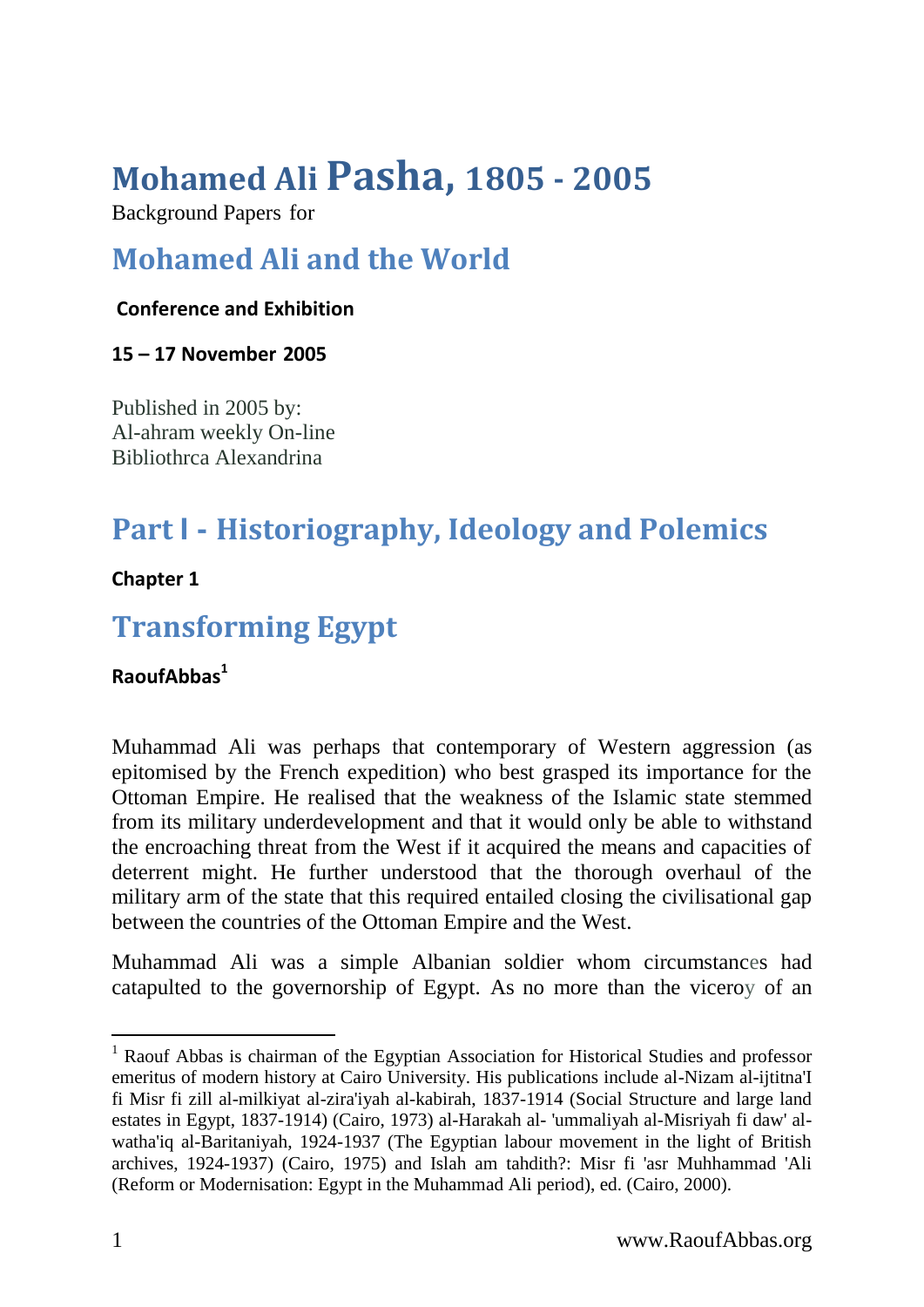# Mohamed Ali Pasha, 1805 - 2005

Background Papers for

## Mohamed Ali and the World

**Conference and Exhibition**

**15 – 17 November 2005**

Published in 2005 by:
Al-ahram weekly On-line
Bibliothrca Alexandrina

# Part I - Historiography, Ideology and Polemics

**Chapter 1**

## Transforming Egypt

**RaoufAbbas[1]**

Muhammad Ali was perhaps that contemporary of Western aggression (as epitomised by the French expedition) who best grasped its importance for the Ottoman Empire. He realised that the weakness of the Islamic state stemmed from its military underdevelopment and that it would only be able to withstand the encroaching threat from the West if it acquired the means and capacities of deterrent might. He further understood that the thorough overhaul of the military arm of the state that this required entailed closing the civilisational gap between the countries of the Ottoman Empire and the West.

Muhammad Ali was a simple Albanian soldier whom circumstances had catapulted to the governorship of Egypt. As no more than the viceroy of an

[1] Raouf Abbas is chairman of the Egyptian Association for Historical Studies and professor emeritus of modern history at Cairo University. His publications include al-Nizam al-ijtitna'I fi Misr fi zill al-milkiyat al-zira'iyah al-kabirah, 1837-1914 (Social Structure and large land estates in Egypt, 1837-1914) (Cairo, 1973) al-Harakah al- 'ummaliyah al-Misriyah fi daw' al-watha'iq al-Baritaniyah, 1924-1937 (The Egyptian labour movement in the light of British archives, 1924-1937) (Cairo, 1975) and Islah am tahdith?: Misr fi 'asr Muhhammad 'Ali (Reform or Modernisation: Egypt in the Muhammad Ali period), ed. (Cairo, 2000).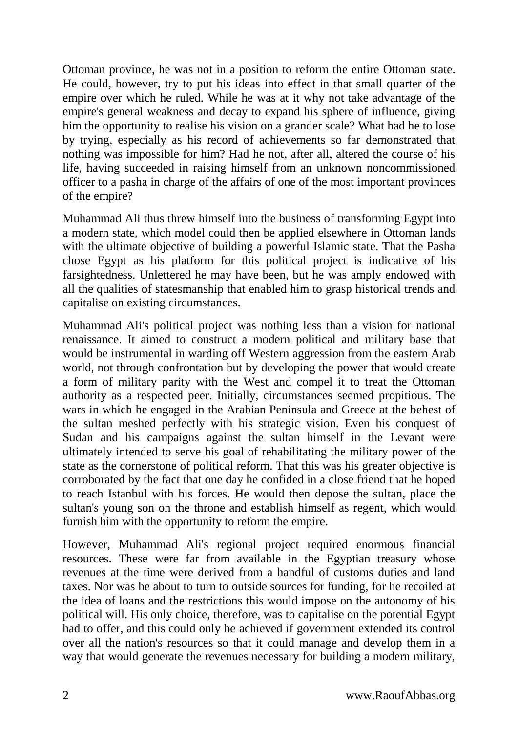Ottoman province, he was not in a position to reform the entire Ottoman state. He could, however, try to put his ideas into effect in that small quarter of the empire over which he ruled. While he was at it why not take advantage of the empire's general weakness and decay to expand his sphere of influence, giving him the opportunity to realise his vision on a grander scale? What had he to lose by trying, especially as his record of achievements so far demonstrated that nothing was impossible for him? Had he not, after all, altered the course of his life, having succeeded in raising himself from an unknown noncommissioned officer to a pasha in charge of the affairs of one of the most important provinces of the empire?

Muhammad Ali thus threw himself into the business of transforming Egypt into a modern state, which model could then be applied elsewhere in Ottoman lands with the ultimate objective of building a powerful Islamic state. That the Pasha chose Egypt as his platform for this political project is indicative of his farsightedness. Unlettered he may have been, but he was amply endowed with all the qualities of statesmanship that enabled him to grasp historical trends and capitalise on existing circumstances.

Muhammad Ali's political project was nothing less than a vision for national renaissance. It aimed to construct a modern political and military base that would be instrumental in warding off Western aggression from the eastern Arab world, not through confrontation but by developing the power that would create a form of military parity with the West and compel it to treat the Ottoman authority as a respected peer. Initially, circumstances seemed propitious. The wars in which he engaged in the Arabian Peninsula and Greece at the behest of the sultan meshed perfectly with his strategic vision. Even his conquest of Sudan and his campaigns against the sultan himself in the Levant were ultimately intended to serve his goal of rehabilitating the military power of the state as the cornerstone of political reform. That this was his greater objective is corroborated by the fact that one day he confided in a close friend that he hoped to reach Istanbul with his forces. He would then depose the sultan, place the sultan's young son on the throne and establish himself as regent, which would furnish him with the opportunity to reform the empire.

However, Muhammad Ali's regional project required enormous financial resources. These were far from available in the Egyptian treasury whose revenues at the time were derived from a handful of customs duties and land taxes. Nor was he about to turn to outside sources for funding, for he recoiled at the idea of loans and the restrictions this would impose on the autonomy of his political will. His only choice, therefore, was to capitalise on the potential Egypt had to offer, and this could only be achieved if government extended its control over all the nation's resources so that it could manage and develop them in a way that would generate the revenues necessary for building a modern military,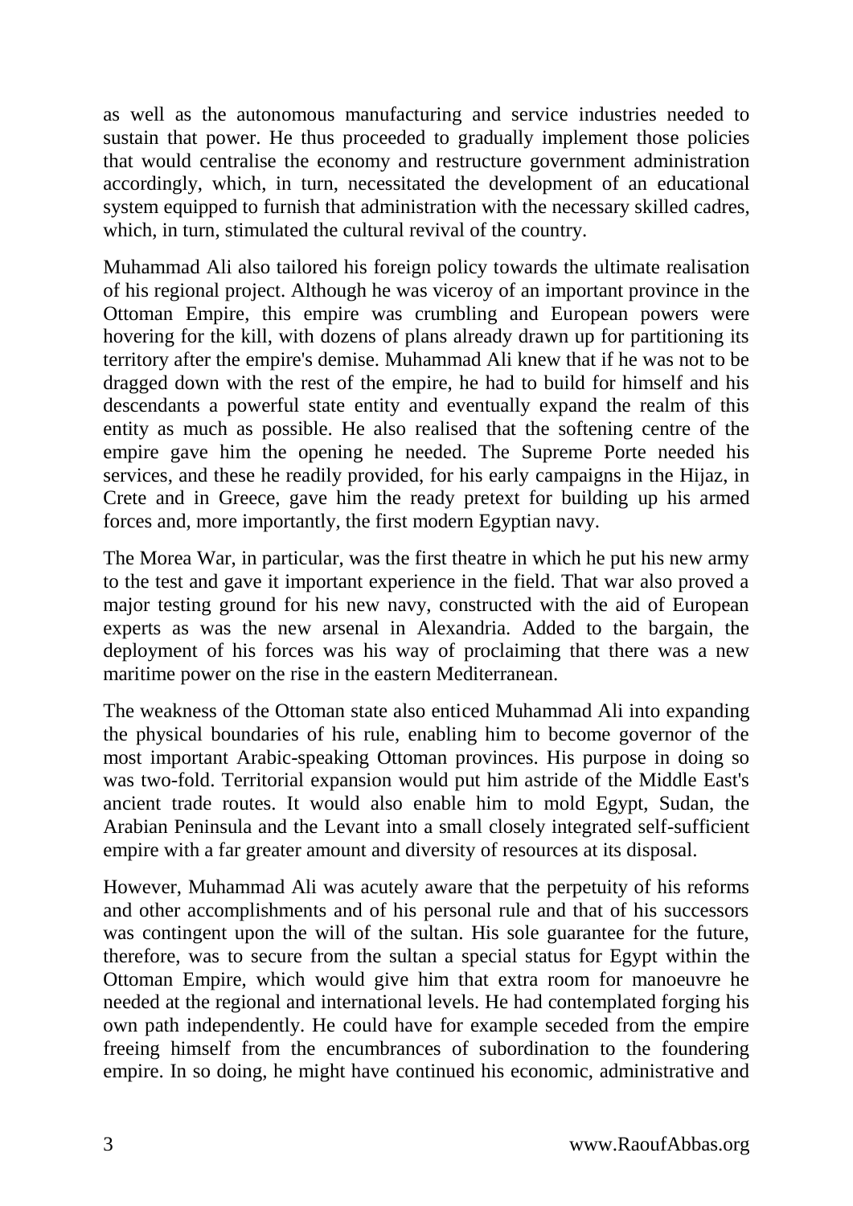as well as the autonomous manufacturing and service industries needed to sustain that power. He thus proceeded to gradually implement those policies that would centralise the economy and restructure government administration accordingly, which, in turn, necessitated the development of an educational system equipped to furnish that administration with the necessary skilled cadres, which, in turn, stimulated the cultural revival of the country.

Muhammad Ali also tailored his foreign policy towards the ultimate realisation of his regional project. Although he was viceroy of an important province in the Ottoman Empire, this empire was crumbling and European powers were hovering for the kill, with dozens of plans already drawn up for partitioning its territory after the empire's demise. Muhammad Ali knew that if he was not to be dragged down with the rest of the empire, he had to build for himself and his descendants a powerful state entity and eventually expand the realm of this entity as much as possible. He also realised that the softening centre of the empire gave him the opening he needed. The Supreme Porte needed his services, and these he readily provided, for his early campaigns in the Hijaz, in Crete and in Greece, gave him the ready pretext for building up his armed forces and, more importantly, the first modern Egyptian navy.

The Morea War, in particular, was the first theatre in which he put his new army to the test and gave it important experience in the field. That war also proved a major testing ground for his new navy, constructed with the aid of European experts as was the new arsenal in Alexandria. Added to the bargain, the deployment of his forces was his way of proclaiming that there was a new maritime power on the rise in the eastern Mediterranean.

The weakness of the Ottoman state also enticed Muhammad Ali into expanding the physical boundaries of his rule, enabling him to become governor of the most important Arabic-speaking Ottoman provinces. His purpose in doing so was two-fold. Territorial expansion would put him astride of the Middle East's ancient trade routes. It would also enable him to mold Egypt, Sudan, the Arabian Peninsula and the Levant into a small closely integrated self-sufficient empire with a far greater amount and diversity of resources at its disposal.

However, Muhammad Ali was acutely aware that the perpetuity of his reforms and other accomplishments and of his personal rule and that of his successors was contingent upon the will of the sultan. His sole guarantee for the future, therefore, was to secure from the sultan a special status for Egypt within the Ottoman Empire, which would give him that extra room for manoeuvre he needed at the regional and international levels. He had contemplated forging his own path independently. He could have for example seceded from the empire freeing himself from the encumbrances of subordination to the foundering empire. In so doing, he might have continued his economic, administrative and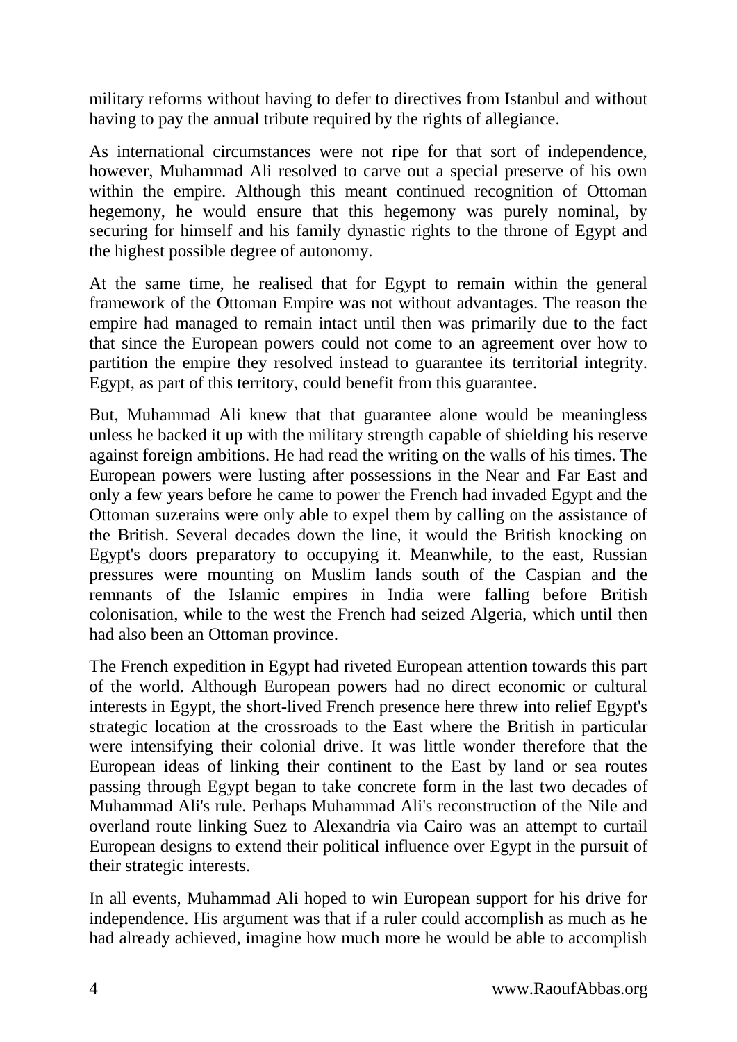military reforms without having to defer to directives from Istanbul and without having to pay the annual tribute required by the rights of allegiance.

As international circumstances were not ripe for that sort of independence, however, Muhammad Ali resolved to carve out a special preserve of his own within the empire. Although this meant continued recognition of Ottoman hegemony, he would ensure that this hegemony was purely nominal, by securing for himself and his family dynastic rights to the throne of Egypt and the highest possible degree of autonomy.

At the same time, he realised that for Egypt to remain within the general framework of the Ottoman Empire was not without advantages. The reason the empire had managed to remain intact until then was primarily due to the fact that since the European powers could not come to an agreement over how to partition the empire they resolved instead to guarantee its territorial integrity. Egypt, as part of this territory, could benefit from this guarantee.

But, Muhammad Ali knew that that guarantee alone would be meaningless unless he backed it up with the military strength capable of shielding his reserve against foreign ambitions. He had read the writing on the walls of his times. The European powers were lusting after possessions in the Near and Far East and only a few years before he came to power the French had invaded Egypt and the Ottoman suzerains were only able to expel them by calling on the assistance of the British. Several decades down the line, it would the British knocking on Egypt's doors preparatory to occupying it. Meanwhile, to the east, Russian pressures were mounting on Muslim lands south of the Caspian and the remnants of the Islamic empires in India were falling before British colonisation, while to the west the French had seized Algeria, which until then had also been an Ottoman province.

The French expedition in Egypt had riveted European attention towards this part of the world. Although European powers had no direct economic or cultural interests in Egypt, the short-lived French presence here threw into relief Egypt's strategic location at the crossroads to the East where the British in particular were intensifying their colonial drive. It was little wonder therefore that the European ideas of linking their continent to the East by land or sea routes passing through Egypt began to take concrete form in the last two decades of Muhammad Ali's rule. Perhaps Muhammad Ali's reconstruction of the Nile and overland route linking Suez to Alexandria via Cairo was an attempt to curtail European designs to extend their political influence over Egypt in the pursuit of their strategic interests.

In all events, Muhammad Ali hoped to win European support for his drive for independence. His argument was that if a ruler could accomplish as much as he had already achieved, imagine how much more he would be able to accomplish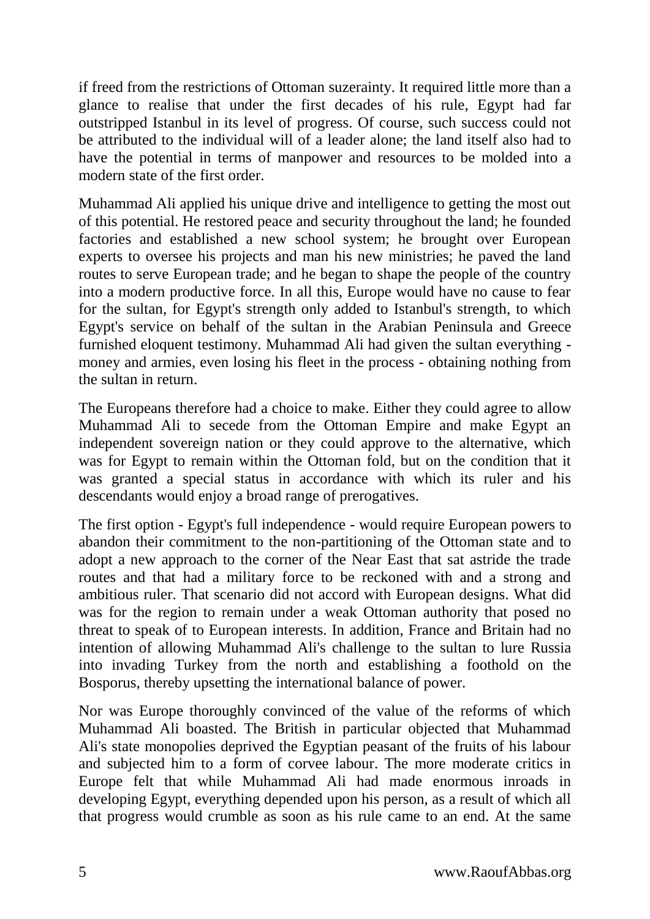if freed from the restrictions of Ottoman suzerainty. It required little more than a glance to realise that under the first decades of his rule, Egypt had far outstripped Istanbul in its level of progress. Of course, such success could not be attributed to the individual will of a leader alone; the land itself also had to have the potential in terms of manpower and resources to be molded into a modern state of the first order.

Muhammad Ali applied his unique drive and intelligence to getting the most out of this potential. He restored peace and security throughout the land; he founded factories and established a new school system; he brought over European experts to oversee his projects and man his new ministries; he paved the land routes to serve European trade; and he began to shape the people of the country into a modern productive force. In all this, Europe would have no cause to fear for the sultan, for Egypt's strength only added to Istanbul's strength, to which Egypt's service on behalf of the sultan in the Arabian Peninsula and Greece furnished eloquent testimony. Muhammad Ali had given the sultan everything - money and armies, even losing his fleet in the process - obtaining nothing from the sultan in return.

The Europeans therefore had a choice to make. Either they could agree to allow Muhammad Ali to secede from the Ottoman Empire and make Egypt an independent sovereign nation or they could approve to the alternative, which was for Egypt to remain within the Ottoman fold, but on the condition that it was granted a special status in accordance with which its ruler and his descendants would enjoy a broad range of prerogatives.

The first option - Egypt's full independence - would require European powers to abandon their commitment to the non-partitioning of the Ottoman state and to adopt a new approach to the corner of the Near East that sat astride the trade routes and that had a military force to be reckoned with and a strong and ambitious ruler. That scenario did not accord with European designs. What did was for the region to remain under a weak Ottoman authority that posed no threat to speak of to European interests. In addition, France and Britain had no intention of allowing Muhammad Ali's challenge to the sultan to lure Russia into invading Turkey from the north and establishing a foothold on the Bosporus, thereby upsetting the international balance of power.

Nor was Europe thoroughly convinced of the value of the reforms of which Muhammad Ali boasted. The British in particular objected that Muhammad Ali's state monopolies deprived the Egyptian peasant of the fruits of his labour and subjected him to a form of corvee labour. The more moderate critics in Europe felt that while Muhammad Ali had made enormous inroads in developing Egypt, everything depended upon his person, as a result of which all that progress would crumble as soon as his rule came to an end. At the same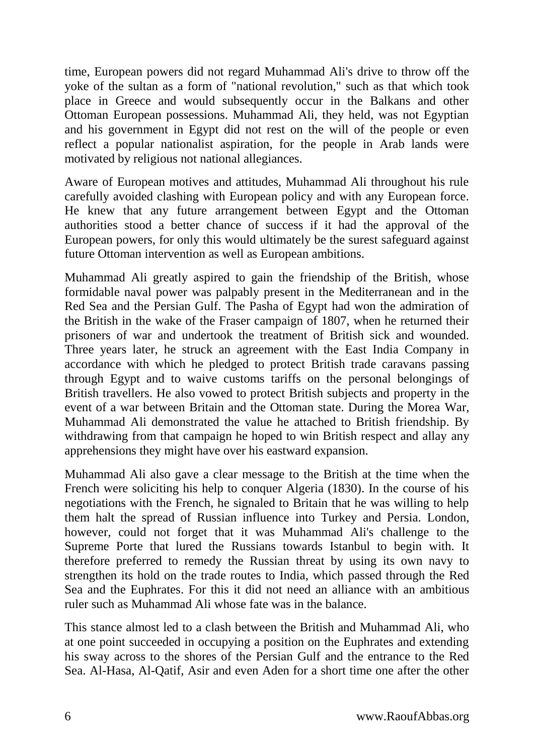time, European powers did not regard Muhammad Ali's drive to throw off the yoke of the sultan as a form of "national revolution," such as that which took place in Greece and would subsequently occur in the Balkans and other Ottoman European possessions. Muhammad Ali, they held, was not Egyptian and his government in Egypt did not rest on the will of the people or even reflect a popular nationalist aspiration, for the people in Arab lands were motivated by religious not national allegiances.

Aware of European motives and attitudes, Muhammad Ali throughout his rule carefully avoided clashing with European policy and with any European force. He knew that any future arrangement between Egypt and the Ottoman authorities stood a better chance of success if it had the approval of the European powers, for only this would ultimately be the surest safeguard against future Ottoman intervention as well as European ambitions.

Muhammad Ali greatly aspired to gain the friendship of the British, whose formidable naval power was palpably present in the Mediterranean and in the Red Sea and the Persian Gulf. The Pasha of Egypt had won the admiration of the British in the wake of the Fraser campaign of 1807, when he returned their prisoners of war and undertook the treatment of British sick and wounded. Three years later, he struck an agreement with the East India Company in accordance with which he pledged to protect British trade caravans passing through Egypt and to waive customs tariffs on the personal belongings of British travellers. He also vowed to protect British subjects and property in the event of a war between Britain and the Ottoman state. During the Morea War, Muhammad Ali demonstrated the value he attached to British friendship. By withdrawing from that campaign he hoped to win British respect and allay any apprehensions they might have over his eastward expansion.

Muhammad Ali also gave a clear message to the British at the time when the French were soliciting his help to conquer Algeria (1830). In the course of his negotiations with the French, he signaled to Britain that he was willing to help them halt the spread of Russian influence into Turkey and Persia. London, however, could not forget that it was Muhammad Ali's challenge to the Supreme Porte that lured the Russians towards Istanbul to begin with. It therefore preferred to remedy the Russian threat by using its own navy to strengthen its hold on the trade routes to India, which passed through the Red Sea and the Euphrates. For this it did not need an alliance with an ambitious ruler such as Muhammad Ali whose fate was in the balance.

This stance almost led to a clash between the British and Muhammad Ali, who at one point succeeded in occupying a position on the Euphrates and extending his sway across to the shores of the Persian Gulf and the entrance to the Red Sea. Al-Hasa, Al-Qatif, Asir and even Aden for a short time one after the other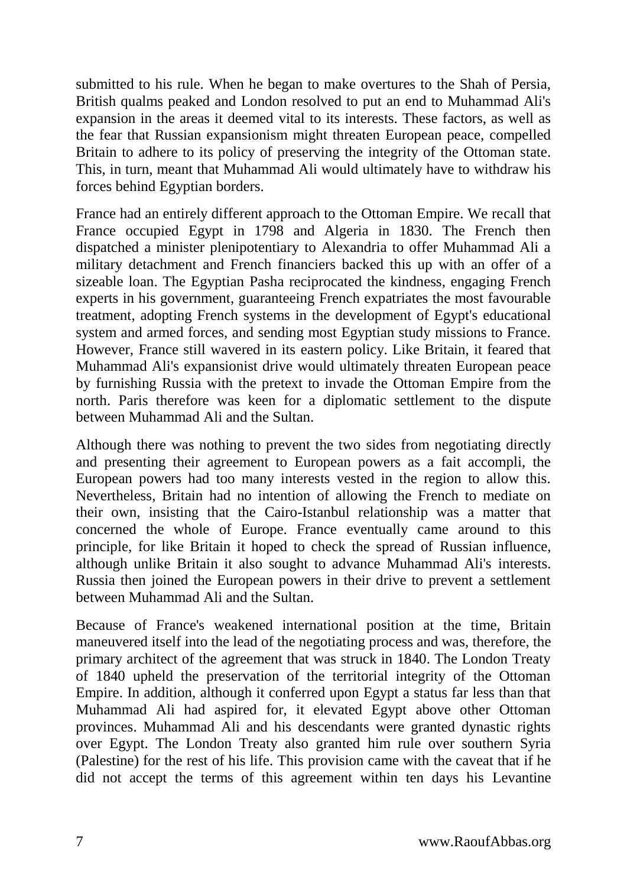submitted to his rule. When he began to make overtures to the Shah of Persia, British qualms peaked and London resolved to put an end to Muhammad Ali's expansion in the areas it deemed vital to its interests. These factors, as well as the fear that Russian expansionism might threaten European peace, compelled Britain to adhere to its policy of preserving the integrity of the Ottoman state. This, in turn, meant that Muhammad Ali would ultimately have to withdraw his forces behind Egyptian borders.

France had an entirely different approach to the Ottoman Empire. We recall that France occupied Egypt in 1798 and Algeria in 1830. The French then dispatched a minister plenipotentiary to Alexandria to offer Muhammad Ali a military detachment and French financiers backed this up with an offer of a sizeable loan. The Egyptian Pasha reciprocated the kindness, engaging French experts in his government, guaranteeing French expatriates the most favourable treatment, adopting French systems in the development of Egypt's educational system and armed forces, and sending most Egyptian study missions to France. However, France still wavered in its eastern policy. Like Britain, it feared that Muhammad Ali's expansionist drive would ultimately threaten European peace by furnishing Russia with the pretext to invade the Ottoman Empire from the north. Paris therefore was keen for a diplomatic settlement to the dispute between Muhammad Ali and the Sultan.

Although there was nothing to prevent the two sides from negotiating directly and presenting their agreement to European powers as a fait accompli, the European powers had too many interests vested in the region to allow this. Nevertheless, Britain had no intention of allowing the French to mediate on their own, insisting that the Cairo-Istanbul relationship was a matter that concerned the whole of Europe. France eventually came around to this principle, for like Britain it hoped to check the spread of Russian influence, although unlike Britain it also sought to advance Muhammad Ali's interests. Russia then joined the European powers in their drive to prevent a settlement between Muhammad Ali and the Sultan.

Because of France's weakened international position at the time, Britain maneuvered itself into the lead of the negotiating process and was, therefore, the primary architect of the agreement that was struck in 1840. The London Treaty of 1840 upheld the preservation of the territorial integrity of the Ottoman Empire. In addition, although it conferred upon Egypt a status far less than that Muhammad Ali had aspired for, it elevated Egypt above other Ottoman provinces. Muhammad Ali and his descendants were granted dynastic rights over Egypt. The London Treaty also granted him rule over southern Syria (Palestine) for the rest of his life. This provision came with the caveat that if he did not accept the terms of this agreement within ten days his Levantine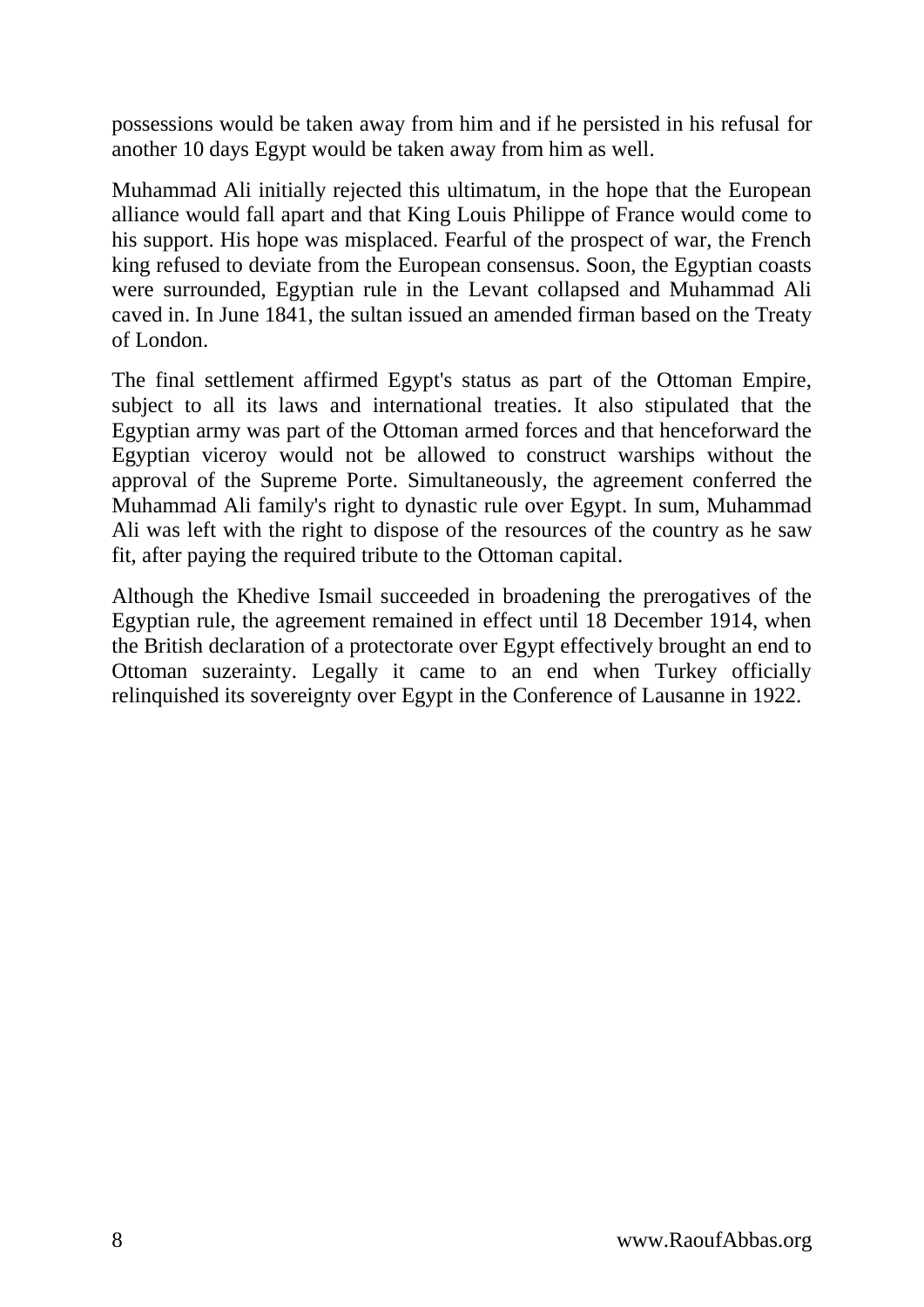possessions would be taken away from him and if he persisted in his refusal for another 10 days Egypt would be taken away from him as well.

Muhammad Ali initially rejected this ultimatum, in the hope that the European alliance would fall apart and that King Louis Philippe of France would come to his support. His hope was misplaced. Fearful of the prospect of war, the French king refused to deviate from the European consensus. Soon, the Egyptian coasts were surrounded, Egyptian rule in the Levant collapsed and Muhammad Ali caved in. In June 1841, the sultan issued an amended firman based on the Treaty of London.

The final settlement affirmed Egypt's status as part of the Ottoman Empire, subject to all its laws and international treaties. It also stipulated that the Egyptian army was part of the Ottoman armed forces and that henceforward the Egyptian viceroy would not be allowed to construct warships without the approval of the Supreme Porte. Simultaneously, the agreement conferred the Muhammad Ali family's right to dynastic rule over Egypt. In sum, Muhammad Ali was left with the right to dispose of the resources of the country as he saw fit, after paying the required tribute to the Ottoman capital.

Although the Khedive Ismail succeeded in broadening the prerogatives of the Egyptian rule, the agreement remained in effect until 18 December 1914, when the British declaration of a protectorate over Egypt effectively brought an end to Ottoman suzerainty. Legally it came to an end when Turkey officially relinquished its sovereignty over Egypt in the Conference of Lausanne in 1922.